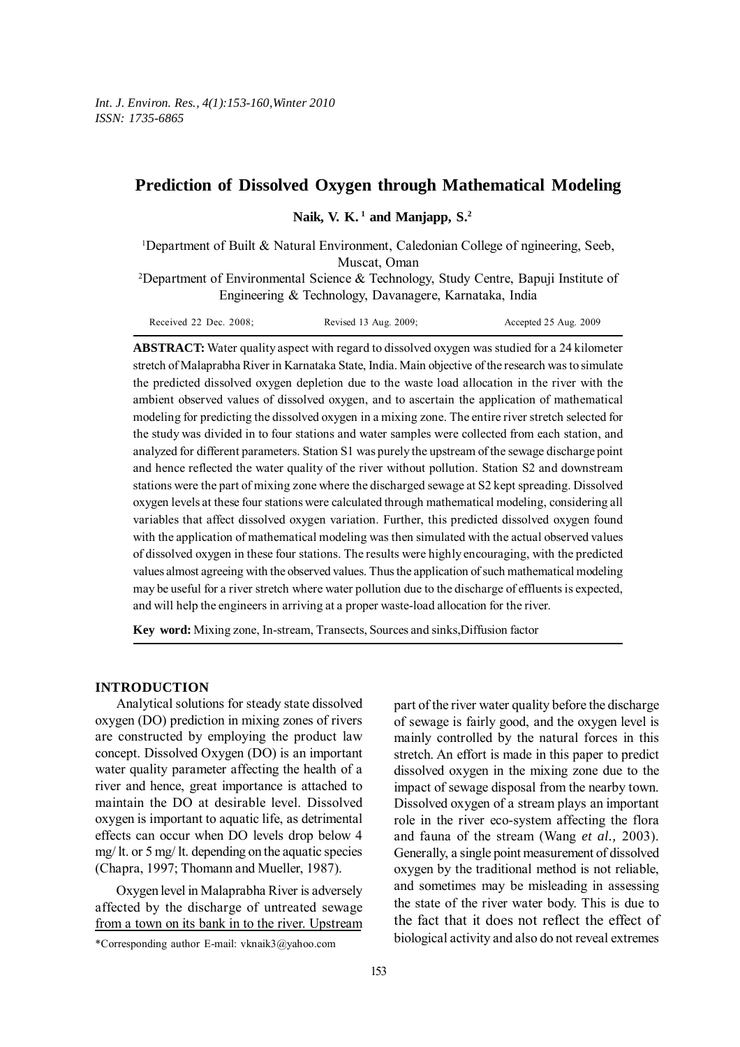# Prediction of Dissolved Oxygen through Mathematical Modeling

**Naik, V. K.** [1] **and Manjapp, S.**[2]

[1]Department of Built & Natural Environment, Caledonian College of ngineering, Seeb, Muscat, Oman

[2]Department of Environmental Science & Technology, Study Centre, Bapuji Institute of Engineering & Technology, Davanagere, Karnataka, India

Received 22 Dec. 2008; Revised 13 Aug. 2009; Accepted 25 Aug. 2009

**ABSTRACT:** Water quality aspect with regard to dissolved oxygen was studied for a 24 kilometer stretch of Malaprabha River in Karnataka State, India. Main objective of the research was to simulate the predicted dissolved oxygen depletion due to the waste load allocation in the river with the ambient observed values of dissolved oxygen, and to ascertain the application of mathematical modeling for predicting the dissolved oxygen in a mixing zone. The entire river stretch selected for the study was divided in to four stations and water samples were collected from each station, and analyzed for different parameters. Station S1 was purely the upstream of the sewage discharge point and hence reflected the water quality of the river without pollution. Station S2 and downstream stations were the part of mixing zone where the discharged sewage at S2 kept spreading. Dissolved oxygen levels at these four stations were calculated through mathematical modeling, considering all variables that affect dissolved oxygen variation. Further, this predicted dissolved oxygen found with the application of mathematical modeling was then simulated with the actual observed values of dissolved oxygen in these four stations. The results were highly encouraging, with the predicted values almost agreeing with the observed values. Thus the application of such mathematical modeling may be useful for a river stretch where water pollution due to the discharge of effluents is expected, and will help the engineers in arriving at a proper waste-load allocation for the river.

**Key word:** Mixing zone, In-stream, Transects, Sources and sinks,Diffusion factor

## INTRODUCTION

Analytical solutions for steady state dissolved oxygen (DO) prediction in mixing zones of rivers are constructed by employing the product law concept. Dissolved Oxygen (DO) is an important water quality parameter affecting the health of a river and hence, great importance is attached to maintain the DO at desirable level. Dissolved oxygen is important to aquatic life, as detrimental effects can occur when DO levels drop below 4 mg/ lt. or 5 mg/ lt. depending on the aquatic species (Chapra, 1997; Thomann and Mueller, 1987).

Oxygen level in Malaprabha River is adversely affected by the discharge of untreated sewage from a town on its bank in to the river. Upstream part of the river water quality before the discharge of sewage is fairly good, and the oxygen level is mainly controlled by the natural forces in this stretch. An effort is made in this paper to predict dissolved oxygen in the mixing zone due to the impact of sewage disposal from the nearby town. Dissolved oxygen of a stream plays an important role in the river eco-system affecting the flora and fauna of the stream (Wang *et al.*, 2003). Generally, a single point measurement of dissolved oxygen by the traditional method is not reliable, and sometimes may be misleading in assessing the state of the river water body. This is due to the fact that it does not reflect the effect of biological activity and also do not reveal extremes

*Corresponding author E-mail: vknaik3@yahoo.com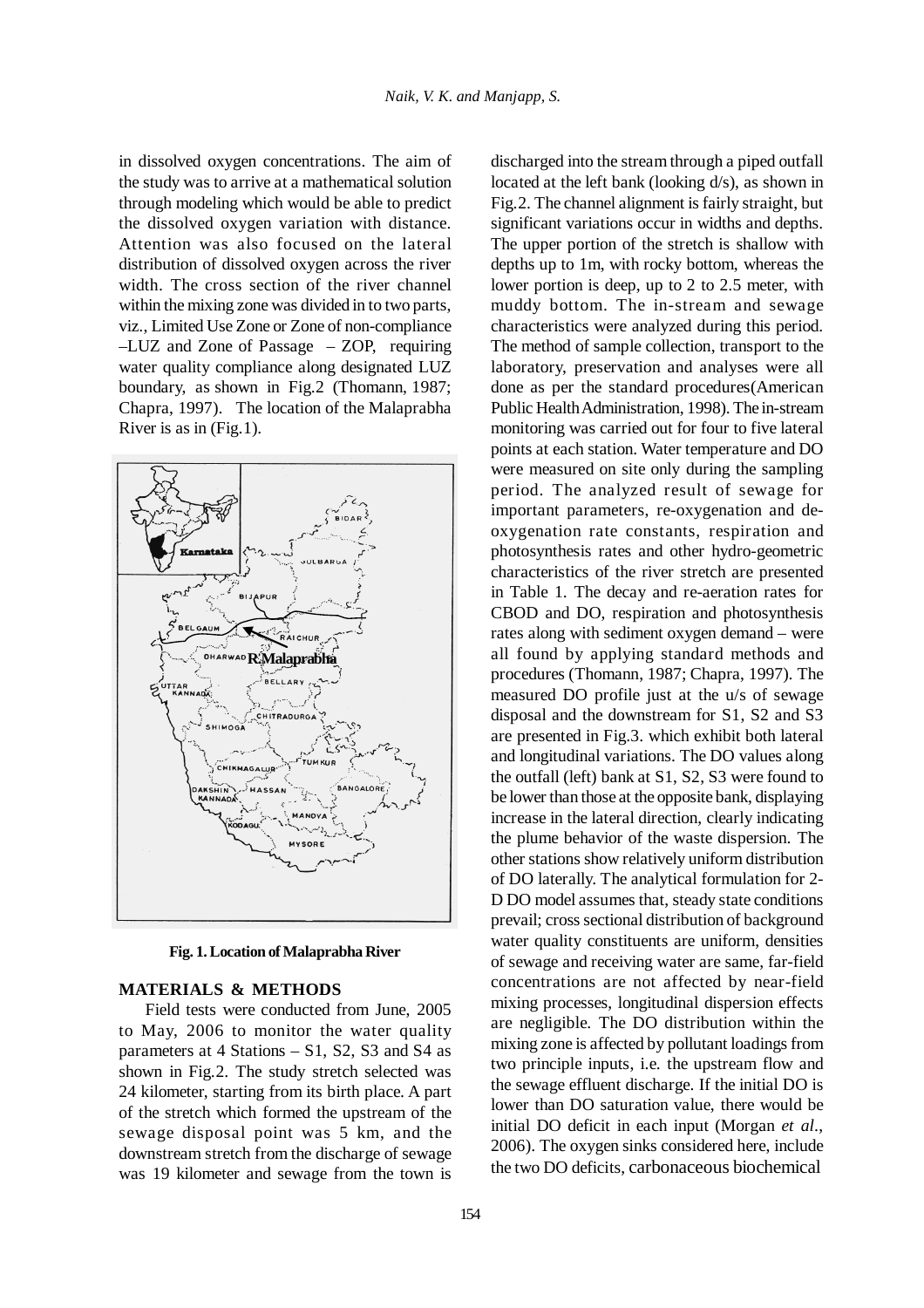in dissolved oxygen concentrations. The aim of the study was to arrive at a mathematical solution through modeling which would be able to predict the dissolved oxygen variation with distance. Attention was also focused on the lateral distribution of dissolved oxygen across the river width. The cross section of the river channel within the mixing zone was divided in to two parts, viz., Limited Use Zone or Zone of non-compliance –LUZ and Zone of Passage – ZOP, requiring water quality compliance along designated LUZ boundary, as shown in Fig.2 (Thomann, 1987; Chapra, 1997). The location of the Malaprabha River is as in (Fig.1).

**Fig. 1. Location of Malaprabha River**

## MATERIALS & METHODS

Field tests were conducted from June, 2005 to May, 2006 to monitor the water quality parameters at 4 Stations – S1, S2, S3 and S4 as shown in Fig.2. The study stretch selected was 24 kilometer, starting from its birth place. A part of the stretch which formed the upstream of the sewage disposal point was 5 km, and the downstream stretch from the discharge of sewage was 19 kilometer and sewage from the town is discharged into the stream through a piped outfall located at the left bank (looking d/s), as shown in Fig.2. The channel alignment is fairly straight, but significant variations occur in widths and depths. The upper portion of the stretch is shallow with depths up to 1m, with rocky bottom, whereas the lower portion is deep, up to 2 to 2.5 meter, with muddy bottom. The in-stream and sewage characteristics were analyzed during this period. The method of sample collection, transport to the laboratory, preservation and analyses were all done as per the standard procedures(American Public Health Administration, 1998). The in-stream monitoring was carried out for four to five lateral points at each station. Water temperature and DO were measured on site only during the sampling period. The analyzed result of sewage for important parameters, re-oxygenation and de-oxygenation rate constants, respiration and photosynthesis rates and other hydro-geometric characteristics of the river stretch are presented in Table 1. The decay and re-aeration rates for CBOD and DO, respiration and photosynthesis rates along with sediment oxygen demand – were all found by applying standard methods and procedures (Thomann, 1987; Chapra, 1997). The measured DO profile just at the u/s of sewage disposal and the downstream for S1, S2 and S3 are presented in Fig.3. which exhibit both lateral and longitudinal variations. The DO values along the outfall (left) bank at S1, S2, S3 were found to be lower than those at the opposite bank, displaying increase in the lateral direction, clearly indicating the plume behavior of the waste dispersion. The other stations show relatively uniform distribution of DO laterally. The analytical formulation for 2-D DO model assumes that, steady state conditions prevail; cross sectional distribution of background water quality constituents are uniform, densities of sewage and receiving water are same, far-field concentrations are not affected by near-field mixing processes, longitudinal dispersion effects are negligible. The DO distribution within the mixing zone is affected by pollutant loadings from two principle inputs, i.e. the upstream flow and the sewage effluent discharge. If the initial DO is lower than DO saturation value, there would be initial DO deficit in each input (Morgan *et al*., 2006). The oxygen sinks considered here, include the two DO deficits, carbonaceous biochemical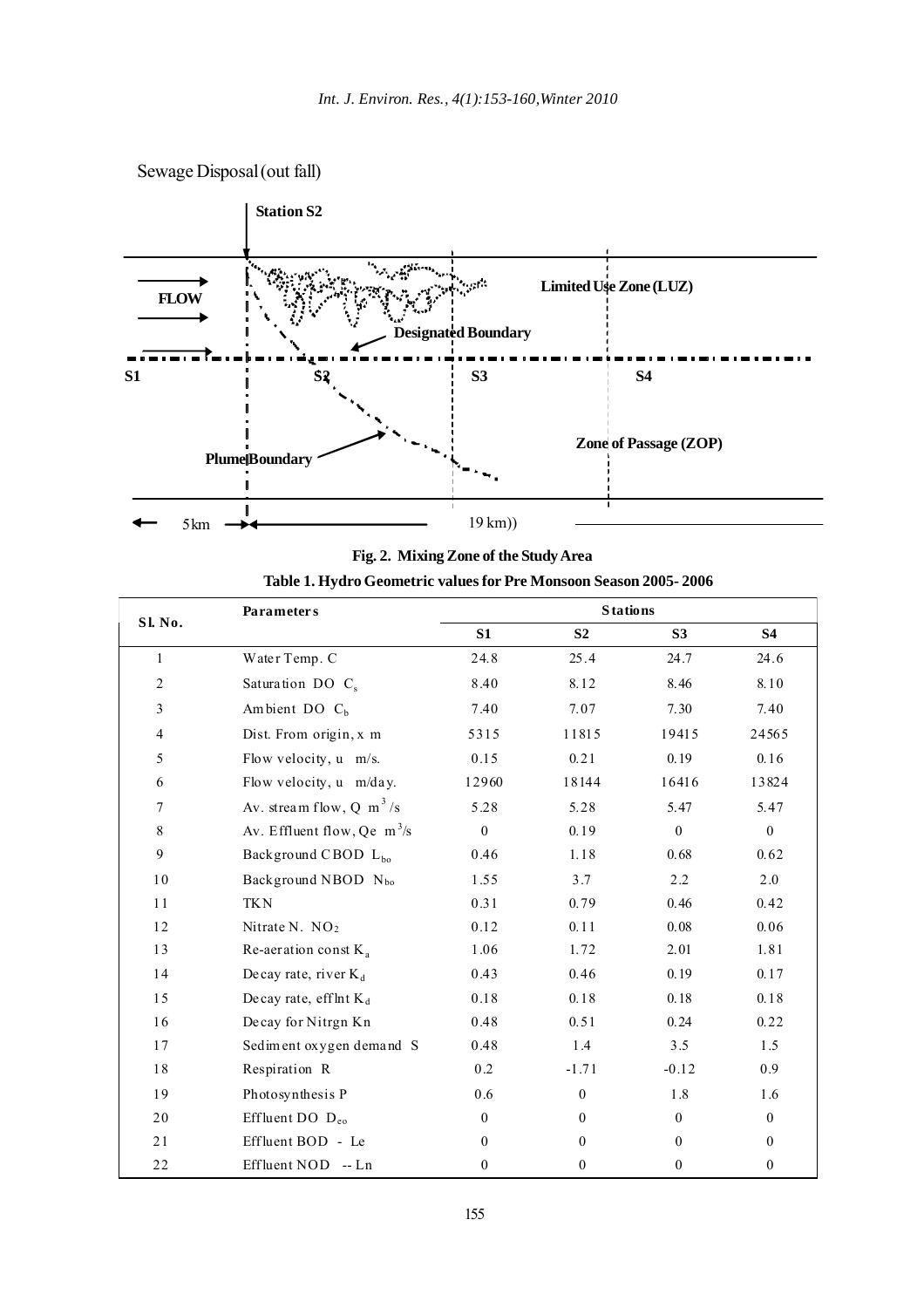Sewage Disposal (out fall)

Fig. 2. Mixing Zone of the Study Area

**Table 1. Hydro Geometric values for Pre Monsoon Season 2005- 2006**

| Sl. No. | Parameters | Stations | | | |
|---|---|---|---|---|---|
| | | S1 | S2 | S3 | S4 |
| 1 | Water Temp. C | 24.8 | 25.4 | 24.7 | 24.6 |
| 2 | Saturation DO $C_s$ | 8.40 | 8.12 | 8.46 | 8.10 |
| 3 | Ambient DO $C_b$ | 7.40 | 7.07 | 7.30 | 7.40 |
| 4 | Dist. From origin, x m | 5315 | 11815 | 19415 | 24565 |
| 5 | Flow velocity, u m/s. | 0.15 | 0.21 | 0.19 | 0.16 |
| 6 | Flow velocity, u m/day. | 12960 | 18144 | 16416 | 13824 |
| 7 | Av. stream flow, Q $m^3/s$ | 5.28 | 5.28 | 5.47 | 5.47 |
| 8 | Av. Effluent flow, Qe $m^3/s$ | 0 | 0.19 | 0 | 0 |
| 9 | Background CBOD $L_{bo}$ | 0.46 | 1.18 | 0.68 | 0.62 |
| 10 | Background NBOD $N_{bo}$ | 1.55 | 3.7 | 2.2 | 2.0 |
| 11 | TKN | 0.31 | 0.79 | 0.46 | 0.42 |
| 12 | Nitrate N. $NO_2$ | 0.12 | 0.11 | 0.08 | 0.06 |
| 13 | Re-aeration const $K_a$ | 1.06 | 1.72 | 2.01 | 1.81 |
| 14 | Decay rate, river $K_d$ | 0.43 | 0.46 | 0.19 | 0.17 |
| 15 | Decay rate, efflnt $K_d$ | 0.18 | 0.18 | 0.18 | 0.18 |
| 16 | Decay for Nitrgn Kn | 0.48 | 0.51 | 0.24 | 0.22 |
| 17 | Sediment oxygen demand S | 0.48 | 1.4 | 3.5 | 1.5 |
| 18 | Respiration R | 0.2 | -1.71 | -0.12 | 0.9 |
| 19 | Photosynthesis P | 0.6 | 0 | 1.8 | 1.6 |
| 20 | Effluent DO $D_{eo}$ | 0 | 0 | 0 | 0 |
| 21 | Effluent BOD - Le | 0 | 0 | 0 | 0 |
| 22 | Effluent NOD -- Ln | 0 | 0 | 0 | 0 |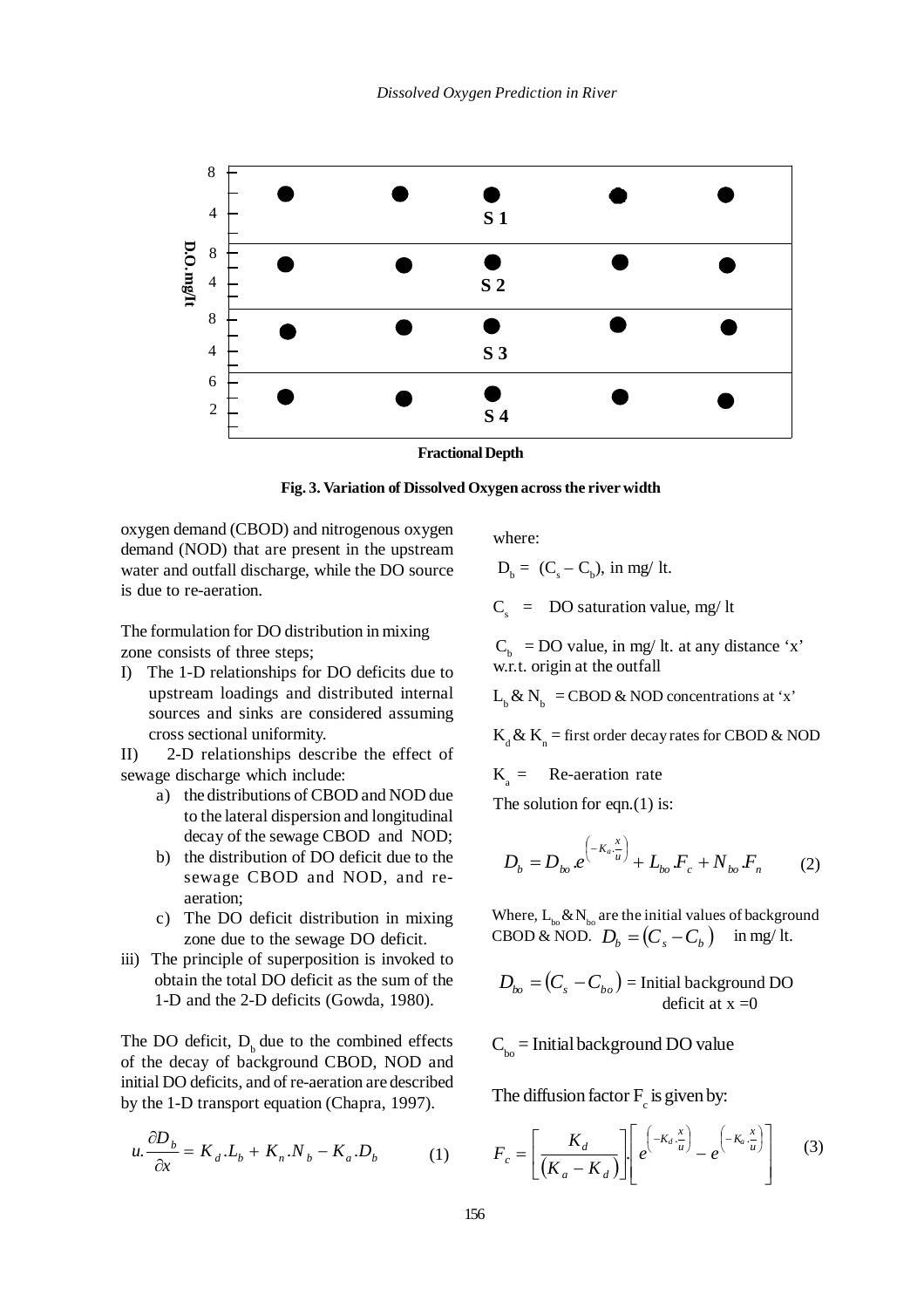Fig. 3. Variation of Dissolved Oxygen across the river width

oxygen demand (CBOD) and nitrogenous oxygen demand (NOD) that are present in the upstream water and outfall discharge, while the DO source is due to re-aeration.

The formulation for DO distribution in mixing zone consists of three steps;

I) The 1-D relationships for DO deficits due to upstream loadings and distributed internal sources and sinks are considered assuming cross sectional uniformity.

II) 2-D relationships describe the effect of sewage discharge which include:

   a) the distributions of CBOD and NOD due to the lateral dispersion and longitudinal decay of the sewage CBOD and NOD;
   b) the distribution of DO deficit due to the sewage CBOD and NOD, and re-aeration;
   c) The DO deficit distribution in mixing zone due to the sewage DO deficit.

iii) The principle of superposition is invoked to obtain the total DO deficit as the sum of the 1-D and the 2-D deficits (Gowda, 1980).

The DO deficit, $D_b$ due to the combined effects of the decay of background CBOD, NOD and initial DO deficits, and of re-aeration are described by the 1-D transport equation (Chapra, 1997).

$$u.\frac{\partial D_b}{\partial x} = K_d.L_b + K_n.N_b - K_a.D_b \qquad (1)$$

where:

$D_b = (C_s - C_b)$, in mg/ lt.

$C_s$ = DO saturation value, mg/ lt

$C_b$ = DO value, in mg/ lt. at any distance 'x' w.r.t. origin at the outfall

$L_b$ & $N_b$ = CBOD & NOD concentrations at 'x'

$K_d$ & $K_n$ = first order decay rates for CBOD & NOD

$K_a$ = Re-aeration rate

The solution for eqn.(1) is:

$$D_b = D_{bo}.e^{\left(-K_a.\frac{x}{u}\right)} + L_{bo}.F_c + N_{bo}.F_n \qquad (2)$$

Where, $L_{bo}$ & $N_{bo}$ are the initial values of background CBOD & NOD. $D_b = (C_s - C_b)$ in mg/ lt.

$D_{bo} = (C_s - C_{bo})$ = Initial background DO deficit at x =0

$C_{bo}$ = Initial background DO value

The diffusion factor $F_c$ is given by:

$$F_c = \left[\frac{K_d}{(K_a - K_d)}\right].\left[e^{\left(-K_d.\frac{x}{u}\right)} - e^{\left(-K_a.\frac{x}{u}\right)}\right] \qquad (3)$$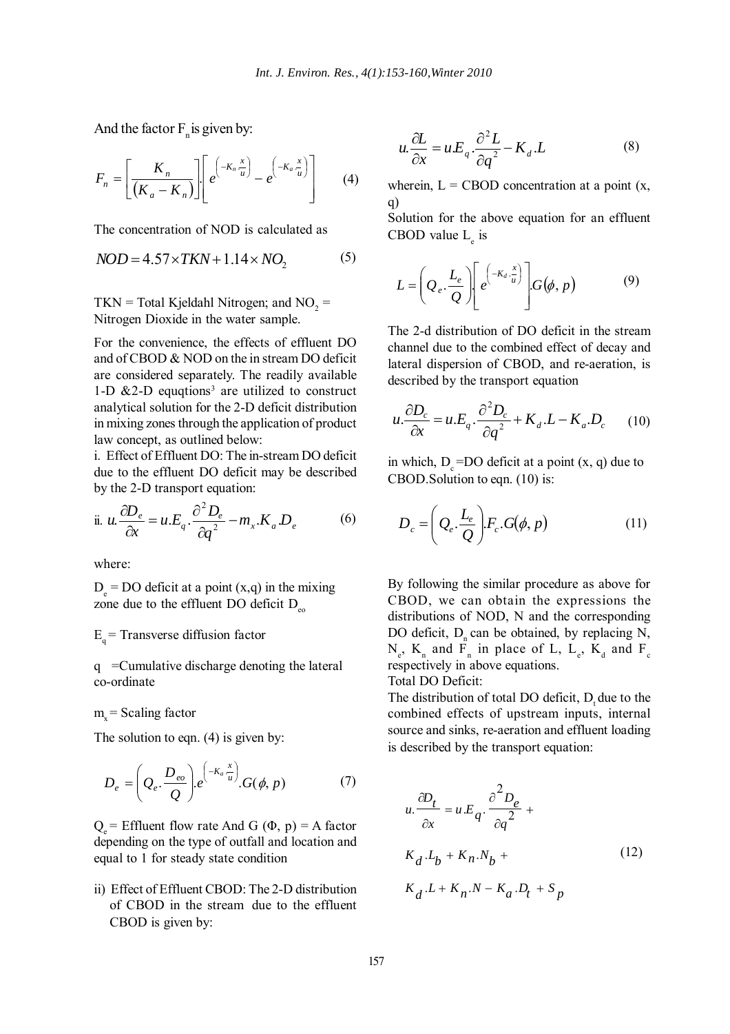And the factor $F_n$ is given by:

$$F_n = \left[ \frac{K_n}{(K_a - K_n)} \right] \left[ e^{\left(-K_n \frac{x}{u}\right)} - e^{\left(-K_a \frac{x}{u}\right)} \right] \quad (4)$$

The concentration of NOD is calculated as

$$NOD = 4.57 \times TKN + 1.14 \times NO_2 \quad (5)$$

TKN = Total Kjeldahl Nitrogen; and $NO_2$ = Nitrogen Dioxide in the water sample.

For the convenience, the effects of effluent DO and of CBOD & NOD on the in stream DO deficit are considered separately. The readily available 1-D &2-D equqtions[3] are utilized to construct analytical solution for the 2-D deficit distribution in mixing zones through the application of product law concept, as outlined below:

i. Effect of Effluent DO: The in-stream DO deficit due to the effluent DO deficit may be described by the 2-D transport equation:

ii. $$u.\frac{\partial D_e}{\partial x} = u.E_q.\frac{\partial^2 D_e}{\partial q^2} - m_x.K_a.D_e \quad (6)$$

where:

$D_e$ = DO deficit at a point (x,q) in the mixing zone due to the effluent DO deficit $D_{eo}$

$E_q$ = Transverse diffusion factor

q =Cumulative discharge denoting the lateral co-ordinate

$m_x$ = Scaling factor

The solution to eqn. (4) is given by:

$$D_e = \left( Q_e.\frac{D_{eo}}{Q} \right).e^{\left(-K_a \frac{x}{u}\right)}.G(\phi, p) \quad (7)$$

$Q_e$ = Effluent flow rate And G (Φ, p) = A factor depending on the type of outfall and location and equal to 1 for steady state condition

ii) Effect of Effluent CBOD: The 2-D distribution of CBOD in the stream due to the effluent CBOD is given by:

$$u.\frac{\partial L}{\partial x} = u.E_q.\frac{\partial^2 L}{\partial q^2} - K_d.L \quad (8)$$

wherein, L = CBOD concentration at a point (x, q)

Solution for the above equation for an effluent CBOD value $L_e$ is

$$L = \left( Q_e.\frac{L_e}{Q} \right) \left[ e^{\left(-K_d . \frac{x}{u}\right)} \right].G(\phi, p) \quad (9)$$

The 2-d distribution of DO deficit in the stream channel due to the combined effect of decay and lateral dispersion of CBOD, and re-aeration, is described by the transport equation

$$u.\frac{\partial D_c}{\partial x} = u.E_q.\frac{\partial^2 D_c}{\partial q^2} + K_d.L - K_a.D_c \quad (10)$$

in which, $D_c$ =DO deficit at a point (x, q) due to CBOD.Solution to eqn. (10) is:

$$D_c = \left( Q_e.\frac{L_e}{Q} \right).F_c.G(\phi, p) \quad (11)$$

By following the similar procedure as above for CBOD, we can obtain the expressions the distributions of NOD, N and the corresponding DO deficit, $D_n$ can be obtained, by replacing N, $N_e$, $K_n$ and $F_n$ in place of L, $L_e$, $K_d$ and $F_c$ respectively in above equations.

Total DO Deficit:

The distribution of total DO deficit, $D_t$ due to the combined effects of upstream inputs, internal source and sinks, re-aeration and effluent loading is described by the transport equation:

$$u.\frac{\partial D_t}{\partial x} = u.E_q.\frac{\partial^2 D_e}{\partial q^2} + K_d.L_b + K_n.N_b + K_d.L + K_n.N - K_a.D_t + S_p \quad (12)$$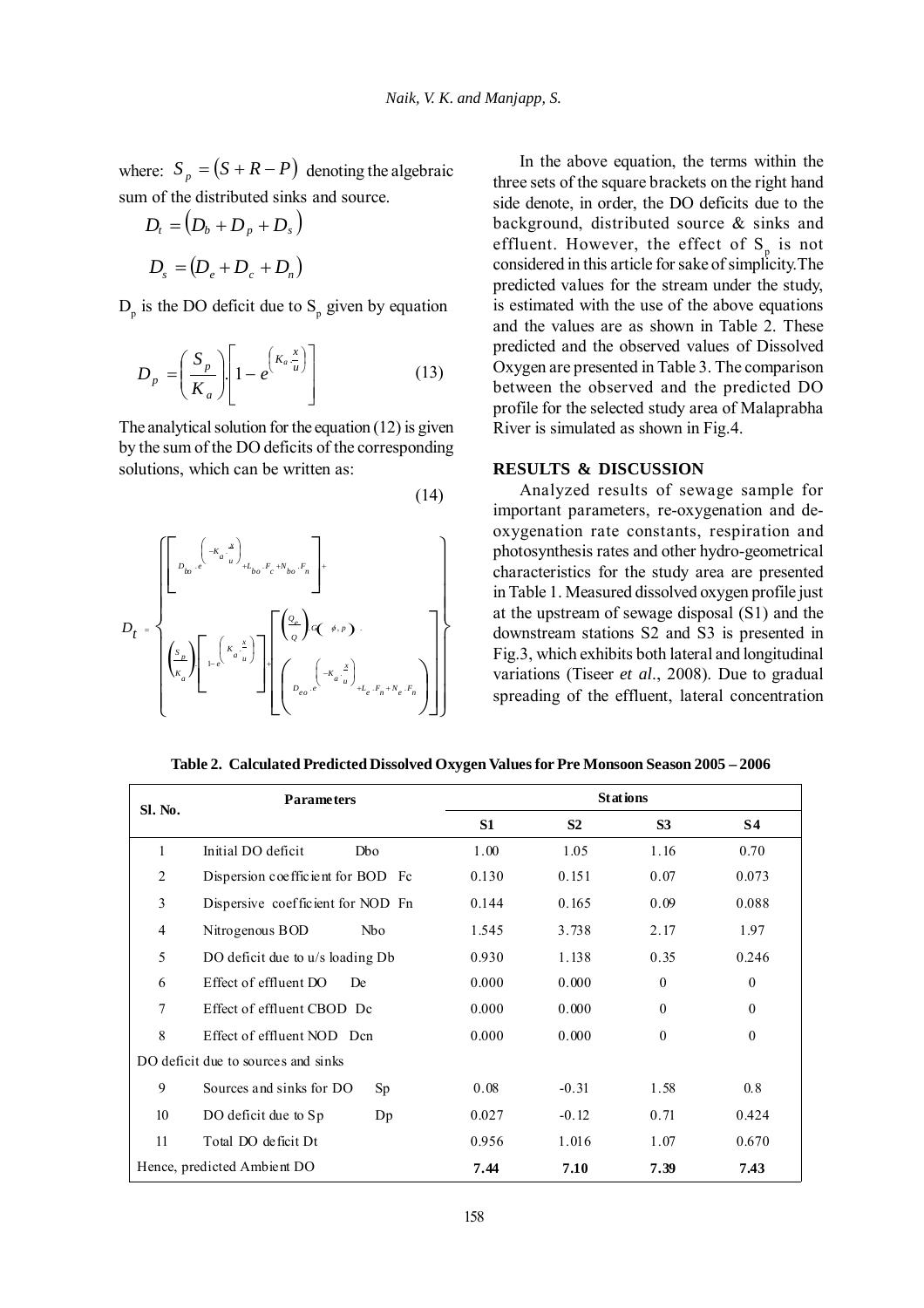where: $S_p = (S + R - P)$ denoting the algebraic sum of the distributed sinks and source.

$$D_t = (D_b + D_p + D_s)$$

$$D_s = (D_e + D_c + D_n)$$

$D_p$ is the DO deficit due to $S_p$ given by equation

$$D_p = \left(\frac{S_p}{K_a}\right) \cdot \left[1 - e^{\left(K_a \frac{x}{u}\right)}\right] \tag{13}$$

The analytical solution for the equation (12) is given by the sum of the DO deficits of the corresponding solutions, which can be written as:

$$D_t = \left\{ \begin{array}{l} \left[ D_{bo} \cdot e^{\left(-K_a \cdot \frac{x}{u}\right)} + L_{bo} \cdot F_c + N_{bo} \cdot F_n \right] + \\ \left(\frac{S_p}{K_a}\right) \left[ 1 - e^{\left(K_a \cdot \frac{x}{u}\right)} \right] + \left[ \left(\frac{Q_e}{Q}\right) \cdot G(\phi, p) \cdot \left( D_{eo} \cdot e^{\left(-K_a \cdot \frac{x}{u}\right)} + L_e \cdot F_n + N_e \cdot F_n \right) \right] \end{array} \right\} \tag{14}$$

In the above equation, the terms within the three sets of the square brackets on the right hand side denote, in order, the DO deficits due to the background, distributed source & sinks and effluent. However, the effect of $S_p$ is not considered in this article for sake of simplicity. The predicted values for the stream under the study, is estimated with the use of the above equations and the values are as shown in Table 2. These predicted and the observed values of Dissolved Oxygen are presented in Table 3. The comparison between the observed and the predicted DO profile for the selected study area of Malaprabha River is simulated as shown in Fig.4.

## RESULTS & DISCUSSION

Analyzed results of sewage sample for important parameters, re-oxygenation and de-oxygenation rate constants, respiration and photosynthesis rates and other hydro-geometrical characteristics for the study area are presented in Table 1. Measured dissolved oxygen profile just at the upstream of sewage disposal (S1) and the downstream stations S2 and S3 is presented in Fig.3, which exhibits both lateral and longitudinal variations (Tiseer *et al*., 2008). Due to gradual spreading of the effluent, lateral concentration

**Table 2. Calculated Predicted Dissolved Oxygen Values for Pre Monsoon Season 2005 – 2006**

| Sl. No. | Parameters | | Stations | | | |
|---|---|---|---|---|---|---|
| | | | S1 | S2 | S3 | S4 |
| 1 | Initial DO deficit | Dbo | 1.00 | 1.05 | 1.16 | 0.70 |
| 2 | Dispersion coefficient for BOD | Fc | 0.130 | 0.151 | 0.07 | 0.073 |
| 3 | Dispersive coefficient for NOD | Fn | 0.144 | 0.165 | 0.09 | 0.088 |
| 4 | Nitrogenous BOD | Nbo | 1.545 | 3.738 | 2.17 | 1.97 |
| 5 | DO deficit due to u/s loading | Db | 0.930 | 1.138 | 0.35 | 0.246 |
| 6 | Effect of effluent DO | De | 0.000 | 0.000 | 0 | 0 |
| 7 | Effect of effluent CBOD | Dc | 0.000 | 0.000 | 0 | 0 |
| 8 | Effect of effluent NOD | Dcn | 0.000 | 0.000 | 0 | 0 |
| DO deficit due to sources and sinks | | | | | | |
| 9 | Sources and sinks for DO | Sp | 0.08 | -0.31 | 1.58 | 0.8 |
| 10 | DO deficit due to Sp | Dp | 0.027 | -0.12 | 0.71 | 0.424 |
| 11 | Total DO deficit | Dt | 0.956 | 1.016 | 1.07 | 0.670 |
| Hence, predicted Ambient DO | | | **7.44** | **7.10** | **7.39** | **7.43** |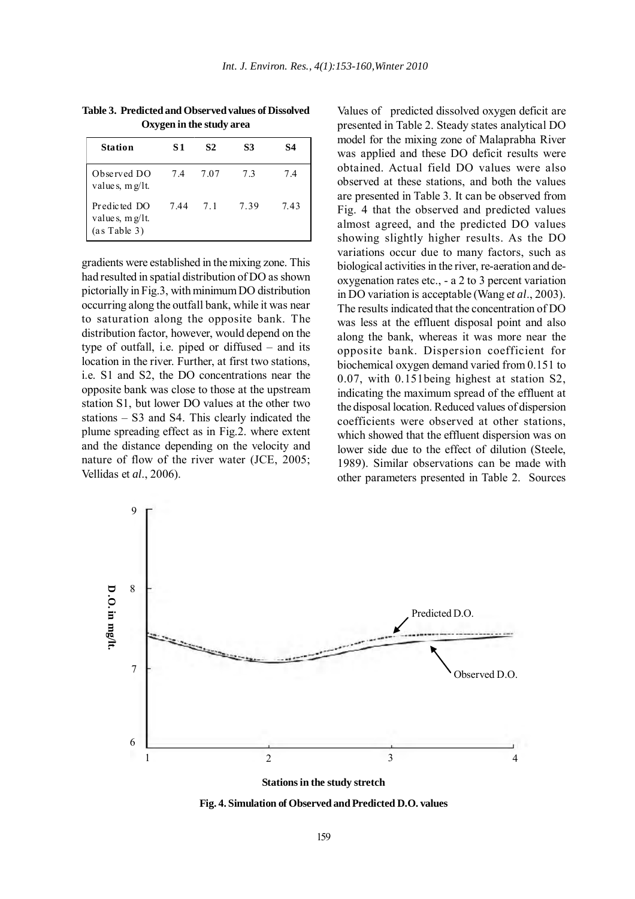**Table 3. Predicted and Observed values of Dissolved Oxygen in the study area**

| Station | S1 | S2 | S3 | S4 |
|---|---|---|---|---|
| Observed DO values, mg/lt. | 7.4 | 7.07 | 7.3 | 7.4 |
| Predicted DO values, mg/lt. (as Table 3) | 7.44 | 7.1 | 7.39 | 7.43 |

gradients were established in the mixing zone. This had resulted in spatial distribution of DO as shown pictorially in Fig.3, with minimum DO distribution occurring along the outfall bank, while it was near to saturation along the opposite bank. The distribution factor, however, would depend on the type of outfall, i.e. piped or diffused – and its location in the river. Further, at first two stations, i.e. S1 and S2, the DO concentrations near the opposite bank was close to those at the upstream station S1, but lower DO values at the other two stations – S3 and S4. This clearly indicated the plume spreading effect as in Fig.2. where extent and the distance depending on the velocity and nature of flow of the river water (JCE, 2005; Vellidas et *al*., 2006).

Values of predicted dissolved oxygen deficit are presented in Table 2. Steady states analytical DO model for the mixing zone of Malaprabha River was applied and these DO deficit results were obtained. Actual field DO values were also observed at these stations, and both the values are presented in Table 3. It can be observed from Fig. 4 that the observed and predicted values almost agreed, and the predicted DO values showing slightly higher results. As the DO variations occur due to many factors, such as biological activities in the river, re-aeration and de-oxygenation rates etc., - a 2 to 3 percent variation in DO variation is acceptable (Wang et *al*., 2003). The results indicated that the concentration of DO was less at the effluent disposal point and also along the bank, whereas it was more near the opposite bank. Dispersion coefficient for biochemical oxygen demand varied from 0.151 to 0.07, with 0.151being highest at station S2, indicating the maximum spread of the effluent at the disposal location. Reduced values of dispersion coefficients were observed at other stations, which showed that the effluent dispersion was on lower side due to the effect of dilution (Steele, 1989). Similar observations can be made with other parameters presented in Table 2. Sources

**Fig. 4. Simulation of Observed and Predicted D.O. values**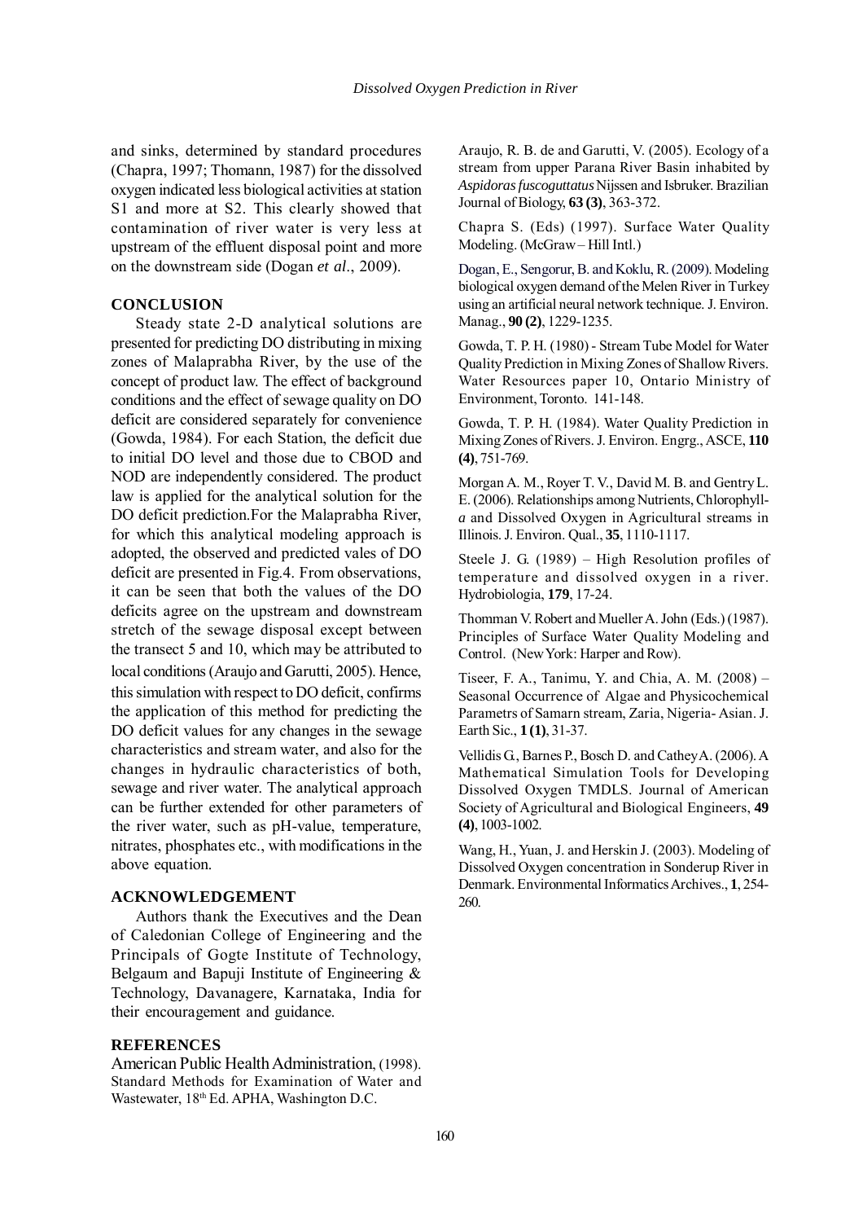and sinks, determined by standard procedures (Chapra, 1997; Thomann, 1987) for the dissolved oxygen indicated less biological activities at station S1 and more at S2. This clearly showed that contamination of river water is very less at upstream of the effluent disposal point and more on the downstream side (Dogan *et al*., 2009).

## CONCLUSION

Steady state 2-D analytical solutions are presented for predicting DO distributing in mixing zones of Malaprabha River, by the use of the concept of product law. The effect of background conditions and the effect of sewage quality on DO deficit are considered separately for convenience (Gowda, 1984). For each Station, the deficit due to initial DO level and those due to CBOD and NOD are independently considered. The product law is applied for the analytical solution for the DO deficit prediction.For the Malaprabha River, for which this analytical modeling approach is adopted, the observed and predicted vales of DO deficit are presented in Fig.4. From observations, it can be seen that both the values of the DO deficits agree on the upstream and downstream stretch of the sewage disposal except between the transect 5 and 10, which may be attributed to local conditions (Araujo and Garutti, 2005). Hence, this simulation with respect to DO deficit, confirms the application of this method for predicting the DO deficit values for any changes in the sewage characteristics and stream water, and also for the changes in hydraulic characteristics of both, sewage and river water. The analytical approach can be further extended for other parameters of the river water, such as pH-value, temperature, nitrates, phosphates etc., with modifications in the above equation.

## ACKNOWLEDGEMENT

Authors thank the Executives and the Dean of Caledonian College of Engineering and the Principals of Gogte Institute of Technology, Belgaum and Bapuji Institute of Engineering & Technology, Davanagere, Karnataka, India for their encouragement and guidance.

## REFERENCES

American Public Health Administration, (1998). Standard Methods for Examination of Water and Wastewater, 18th Ed. APHA, Washington D.C.

Araujo, R. B. de and Garutti, V. (2005). Ecology of a stream from upper Parana River Basin inhabited by *Aspidoras fuscoguttatus* Nijssen and Isbruker. Brazilian Journal of Biology, **63 (3)**, 363-372.

Chapra S. (Eds) (1997). Surface Water Quality Modeling. (McGraw – Hill Intl.)

Dogan, E., Sengorur, B. and Koklu, R. (2009). Modeling biological oxygen demand of the Melen River in Turkey using an artificial neural network technique. J. Environ. Manag., **90 (2)**, 1229-1235.

Gowda, T. P. H. (1980) - Stream Tube Model for Water Quality Prediction in Mixing Zones of Shallow Rivers. Water Resources paper 10, Ontario Ministry of Environment, Toronto. 141-148.

Gowda, T. P. H. (1984). Water Quality Prediction in Mixing Zones of Rivers. J. Environ. Engrg., ASCE, **110 (4)**, 751-769.

Morgan A. M., Royer T. V., David M. B. and Gentry L. E. (2006). Relationships among Nutrients, Chlorophyll-*a* and Dissolved Oxygen in Agricultural streams in Illinois. J. Environ. Qual., **35**, 1110-1117.

Steele J. G. (1989) – High Resolution profiles of temperature and dissolved oxygen in a river. Hydrobiologia, **179**, 17-24.

Thomman V. Robert and Mueller A. John (Eds.) (1987). Principles of Surface Water Quality Modeling and Control. (New York: Harper and Row).

Tiseer, F. A., Tanimu, Y. and Chia, A. M. (2008) – Seasonal Occurrence of Algae and Physicochemical Parametrs of Samarn stream, Zaria, Nigeria- Asian. J. Earth Sic., **1 (1)**, 31-37.

Vellidis G., Barnes P., Bosch D. and Cathey A. (2006). A Mathematical Simulation Tools for Developing Dissolved Oxygen TMDLS. Journal of American Society of Agricultural and Biological Engineers, **49 (4)**, 1003-1002.

Wang, H., Yuan, J. and Herskin J. (2003). Modeling of Dissolved Oxygen concentration in Sonderup River in Denmark. Environmental Informatics Archives., **1**, 254-260.